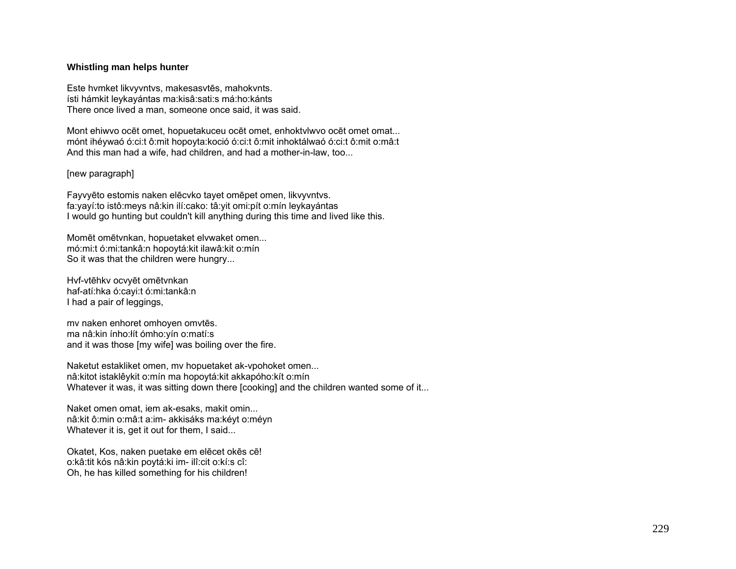**Whistling man helps hunter**

Este hvmket likvyvntvs, makesasvtēs, mahokvnts.
ísti hámkit leykayántas ma:kisâ:sati:s má:ho:kánts
There once lived a man, someone once said, it was said.

Mont ehiwvo ocēt omet, hopuetakuceu ocēt omet, enhoktvlwvo ocēt omet omat...
mónt ihéywaó ó:ci:t ô:mit hopoyta:koció ó:ci:t ô:mit inhoktálwaó ó:ci:t ô:mit o:mâ:t
And this man had a wife, had children, and had a mother-in-law, too...

[new paragraph]

Fayvyēto estomis naken elēcvko tayet omēpet omen, likvyvntvs.
fa:yayí:to istô:meys nâ:kin ilí:cako: tâ:yit omi:pít o:mín leykayántas
I would go hunting but couldn't kill anything during this time and lived like this.

Momēt omētvnkan, hopuetaket elvwaket omen...
mó:mi:t ó:mi:tankâ:n hopoytá:kit ilawâ:kit o:mín
So it was that the children were hungry...

Hvf-vtēhkv ocvyēt omētvnkan
haf-atí:hka ó:cayi:t ó:mi:tankâ:n
I had a pair of leggings,

mv naken enhoret omhoyen omvtēs.
ma nâ:kin ínho:łít ómho:yín o:matí:s
and it was those [my wife] was boiling over the fire.

Naketut estakliket omen, mv hopuetaket ak-vpohoket omen...
nâ:kitot istaklêykit o:mín ma hopoytá:kit akkapóho:kít o:mín
Whatever it was, it was sitting down there [cooking] and the children wanted some of it...

Naket omen omat, iem ak-esaks, makit omin...
nâ:kit ô:min o:mâ:t a:im- akkisáks ma:kéyt o:méyn
Whatever it is, get it out for them, I said...

Okatet, Kos, naken puetake em elēcet okēs cē!
o:kâ:tit kós nâ:kin poytá:ki im- ilî:cit o:kí:s cî:
Oh, he has killed something for his children!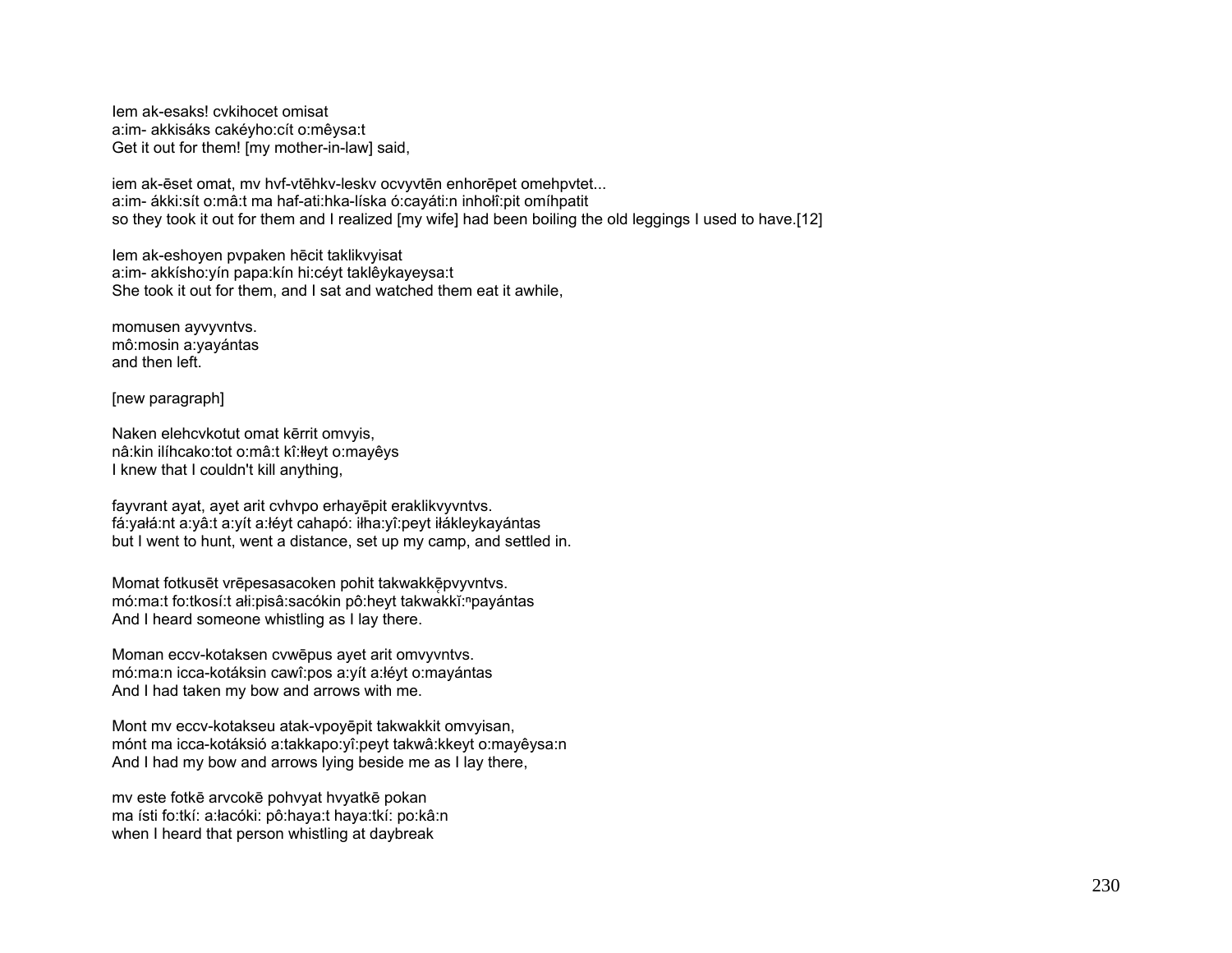Iem ak-esaks! cvkihocet omisat
a:im- akkisáks cakéyho:cít o:mêysa:t
Get it out for them! [my mother-in-law] said,

iem ak-ēset omat, mv hvf-vtēhkv-leskv ocvyvtēn enhorēpet omehpvtet...
a:im- ákki:sít o:mâ:t ma haf-ati:hka-líska ó:cayáti:n inhołî:pit omíhpatit
so they took it out for them and I realized [my wife] had been boiling the old leggings I used to have.[12]

Iem ak-eshoyen pvpaken hēcit taklikvyisat
a:im- akkísho:yín papa:kín hi:céyt taklêykayeysa:t
She took it out for them, and I sat and watched them eat it awhile,

momusen ayvyvntvs.
mô:mosin a:yayántas
and then left.

[new paragraph]

Naken elehcvkotut omat kērrit omvyis,
nâ:kin ilíhcako:tot o:mâ:t kî:łłeyt o:mayêys
I knew that I couldn't kill anything,

fayvrant ayat, ayet arit cvhvpo erhayēpit eraklikvyvntvs.
fá:yałá:nt a:yâ:t a:yít a:łéyt cahapó: iłha:yî:peyt iłákleykayántas
but I went to hunt, went a distance, set up my camp, and settled in.

Momat fotkusēt vrēpesasacoken pohit takwakkę̄pvyvntvs.
mó:ma:t fo:tkosí:t ałi:pisâ:sacókin pô:heyt takwakkĭ:ⁿpayántas
And I heard someone whistling as I lay there.

Moman eccv-kotaksen cvwēpus ayet arit omvyvntvs.
mó:ma:n icca-kotáksin cawî:pos a:yít a:łéyt o:mayántas
And I had taken my bow and arrows with me.

Mont mv eccv-kotakseu atak-vpoyēpit takwakkit omvyisan,
mónt ma icca-kotáksió a:takkapo:yî:peyt takwâ:kkeyt o:mayêysa:n
And I had my bow and arrows lying beside me as I lay there,

mv este fotkē arvcokē pohvyat hvyatkē pokan
ma ísti fo:tkí: a:łacóki: pô:haya:t haya:tkí: po:kâ:n
when I heard that person whistling at daybreak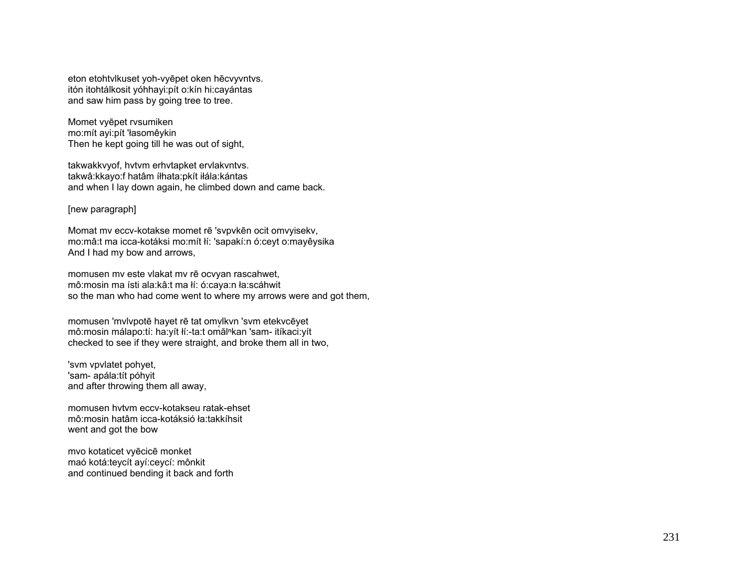eton etohtvlkuset yoh-vyēpet oken hēcvyvntvs.
itón itohtálkosit yóhhayi:pít o:kín hi:cayántas
and saw him pass by going tree to tree.

Momet vyēpet rvsumiken
mo:mít ayi:pít 'łasomêykin
Then he kept going till he was out of sight,

takwakkvyof, hvtvm erhvtapket ervlakvntvs.
takwâ:kkayo:f hatâm íłhata:pkít iłála:kántas
and when I lay down again, he climbed down and came back.

[new paragraph]

Momat mv eccv-kotakse momet rē 'svpvkēn ocit omvyisekv,
mo:mâ:t ma icca-kotáksi mo:mít łí: 'sapakí:n ó:ceyt o:mayêysika
And I had my bow and arrows,

momusen mv este vlakat mv rē ocvyan rascahwet,
mô:mosin ma ísti ala:kâ:t ma łí: ó:caya:n ła:scáhwit
so the man who had come went to where my arrows were and got them,

momusen 'mvlvpotē hayet rē tat omvlkvn 'svm etekvcēyet
mô:mosin málapo:tí: ha:yít łí:-ta:t omă̰lⁿkan 'sam- itíkaci:yít
checked to see if they were straight, and broke them all in two,

'svm vpvlatet pohyet,
'sam- apála:tít póhyit
and after throwing them all away,

momusen hvtvm eccv-kotakseu ratak-ehset
mô:mosin hatâm icca-kotáksió ła:takkíhsit
went and got the bow

mvo kotaticet vyēcicē monket
maó kotá:teycít ayí:ceycí: mônkit
and continued bending it back and forth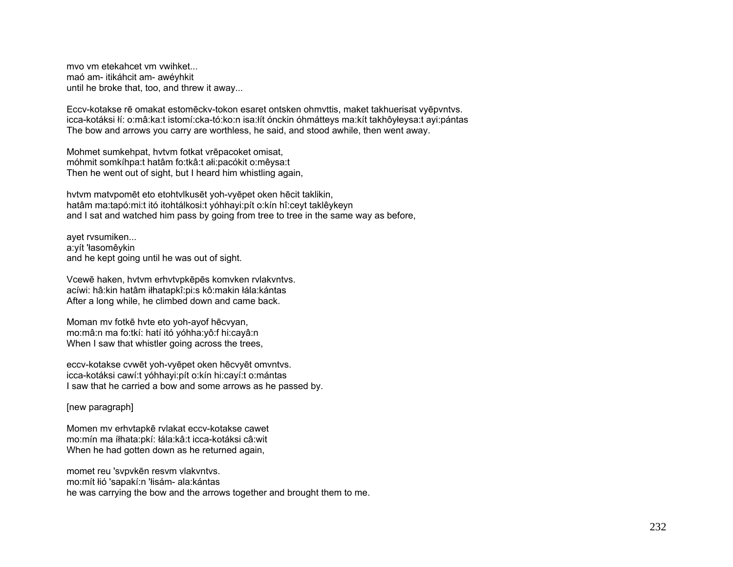mvo vm etekahcet vm vwihket...
maó am- itikáhcit am- awéyhkit
until he broke that, too, and threw it away...

Eccv-kotakse rē omakat estomēckv-tokon esaret ontsken ohmvttis, maket takhuerisat vyēpvntvs.
icca-kotáksi łí: o:mâ:ka:t istomí:cka-tó:ko:n isa:łít ónckin óhmátteys ma:kít takhôyłeysa:t ayi:pántas
The bow and arrows you carry are worthless, he said, and stood awhile, then went away.

Mohmet sumkehpat, hvtvm fotkat vrēpacoket omisat,
móhmit somkíhpa:t hatâm fo:tkâ:t ałi:pacókit o:mêysa:t
Then he went out of sight, but I heard him whistling again,

hvtvm matvpomēt eto etohtvlkusēt yoh-vyēpet oken hēcit taklikin,
hatâm ma:tapó:mi:t itó itohtálkosi:t yóhhayi:pít o:kín hî:ceyt taklêykeyn
and I sat and watched him pass by going from tree to tree in the same way as before,

ayet rvsumiken...
a:yít 'łasomêykin
and he kept going until he was out of sight.

Vcewē haken, hvtvm erhvtvpkēpēs komvken rvlakvntvs.
acíwi: hâ:kin hatâm iłhatapkî:pi:s kô:makin łála:kántas
After a long while, he climbed down and came back.

Moman mv fotkē hvte eto yoh-ayof hēcvyan,
mo:mâ:n ma fo:tkí: hatí itó yóhha:yô:f hi:cayâ:n
When I saw that whistler going across the trees,

eccv-kotakse cvwēt yoh-vyēpet oken hēcvyēt omvntvs.
icca-kotáksi cawí:t yóhhayi:pít o:kín hi:cayí:t o:mántas
I saw that he carried a bow and some arrows as he passed by.

[new paragraph]

Momen mv erhvtapkē rvlakat eccv-kotakse cawet
mo:mín ma íłhata:pkí: łála:kâ:t icca-kotáksi câ:wit
When he had gotten down as he returned again,

momet reu 'svpvkēn resvm vlakvntvs.
mo:mít łió 'sapakí:n 'łisám- ala:kántas
he was carrying the bow and the arrows together and brought them to me.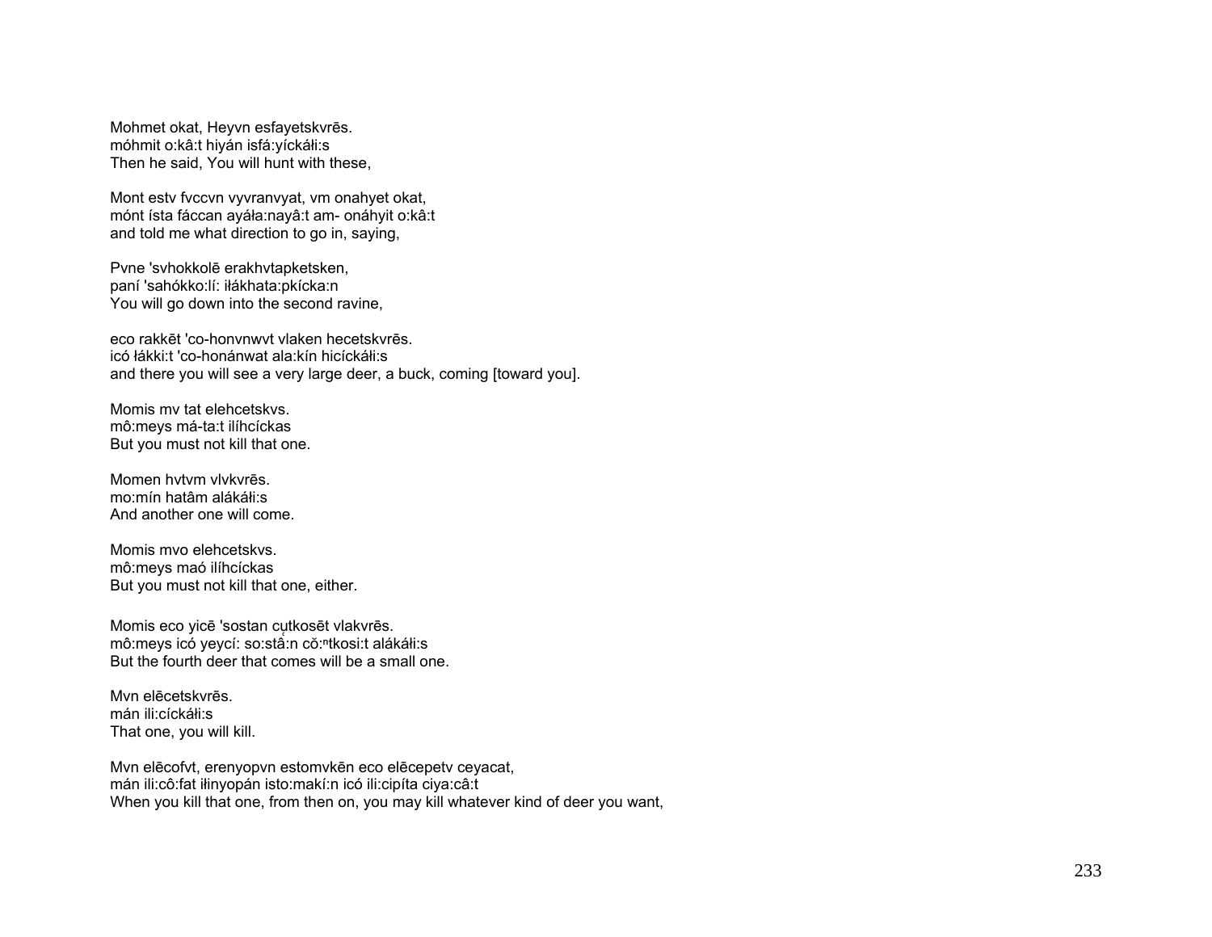Mohmet okat, Heyvn esfayetskvrēs.
móhmit o:kâ:t hiyán isfá:yíckáłi:s
Then he said, You will hunt with these,

Mont estv fvccvn vyvranvyat, vm onahyet okat,
mónt ísta fáccan ayáła:nayâ:t am- onáhyit o:kâ:t
and told me what direction to go in, saying,

Pvne 'svhokkolē erakhvtapketsken,
paní 'sahókko:lí: iłákhata:pkícka:n
You will go down into the second ravine,

eco rakkēt 'co-honvnwvt vlaken hecetskvrēs.
icó łákki:t 'co-honánwat ala:kín hicíckáłi:s
and there you will see a very large deer, a buck, coming [toward you].

Momis mv tat elehcetskvs.
mô:meys má-ta:t ilíhcíckas
But you must not kill that one.

Momen hvtvm vlvkvrēs.
mo:mín hatâm alákáłi:s
And another one will come.

Momis mvo elehcetskvs.
mô:meys maó ilíhcíckas
But you must not kill that one, either.

Momis eco yicē 'sostan cu̜tkosēt vlakvrēs.
mô:meys icó yeycí: so:stâ̜:n cǒ:$^{n}$tkosi:t alákáłi:s
But the fourth deer that comes will be a small one.

Mvn elēcetskvrēs.
mán ili:cíckáłi:s
That one, you will kill.

Mvn elēcofvt, erenyopvn estomvkēn eco elēcepetv ceyacat,
mán ili:cô:fat iłinyopán isto:makí:n icó ili:cipíta ciya:câ:t
When you kill that one, from then on, you may kill whatever kind of deer you want,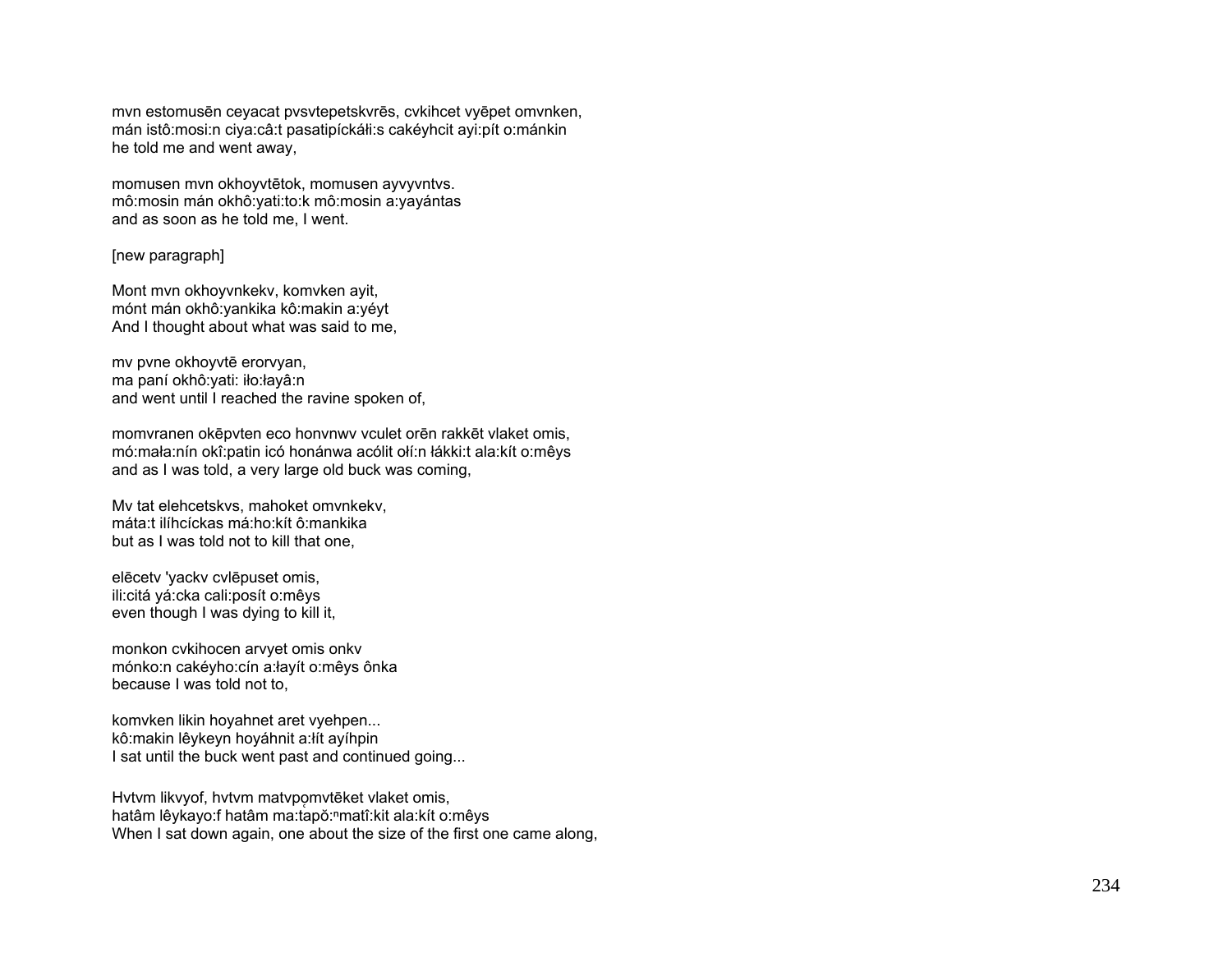mvn estomusēn ceyacat pvsvtepetskvrēs, cvkihcet vyēpet omvnken,
mán istô:mosi:n ciya:câ:t pasatipíckáłi:s cakéyhcit ayi:pít o:mánkin
he told me and went away,

momusen mvn okhoyvtētok, momusen ayvyvntvs.
mô:mosin mán okhô:yati:to:k mô:mosin a:yayántas
and as soon as he told me, I went.

[new paragraph]

Mont mvn okhoyvnkekv, komvken ayit,
mónt mán okhô:yankika kô:makin a:yéyt
And I thought about what was said to me,

mv pvne okhoyvtē erorvyan,
ma paní okhô:yati: iło:łayâ:n
and went until I reached the ravine spoken of,

momvranen okēpvten eco honvnwv vculet orēn rakkēt vlaket omis,
mó:mała:nín okî:patin icó honánwa acólit ołí:n łákki:t ala:kít o:mêys
and as I was told, a very large old buck was coming,

Mv tat elehcetskvs, mahoket omvnkekv,
máta:t ilíhcíckas má:ho:kít ô:mankika
but as I was told not to kill that one,

elēcetv 'yackv cvlēpuset omis,
ili:citá yá:cka cali:posít o:mêys
even though I was dying to kill it,

monkon cvkihocen arvyet omis onkv
mónko:n cakéyho:cín a:łayít o:mêys ônka
because I was told not to,

komvken likin hoyahnet aret vyehpen...
kô:makin lêykeyn hoyáhnit a:łít ayíhpin
I sat until the buck went past and continued going...

Hvtvm likvyof, hvtvm matvpọmvtēket vlaket omis,
hatâm lêykayo:f hatâm ma:tapǒ:ⁿmatî:kit ala:kít o:mêys
When I sat down again, one about the size of the first one came along,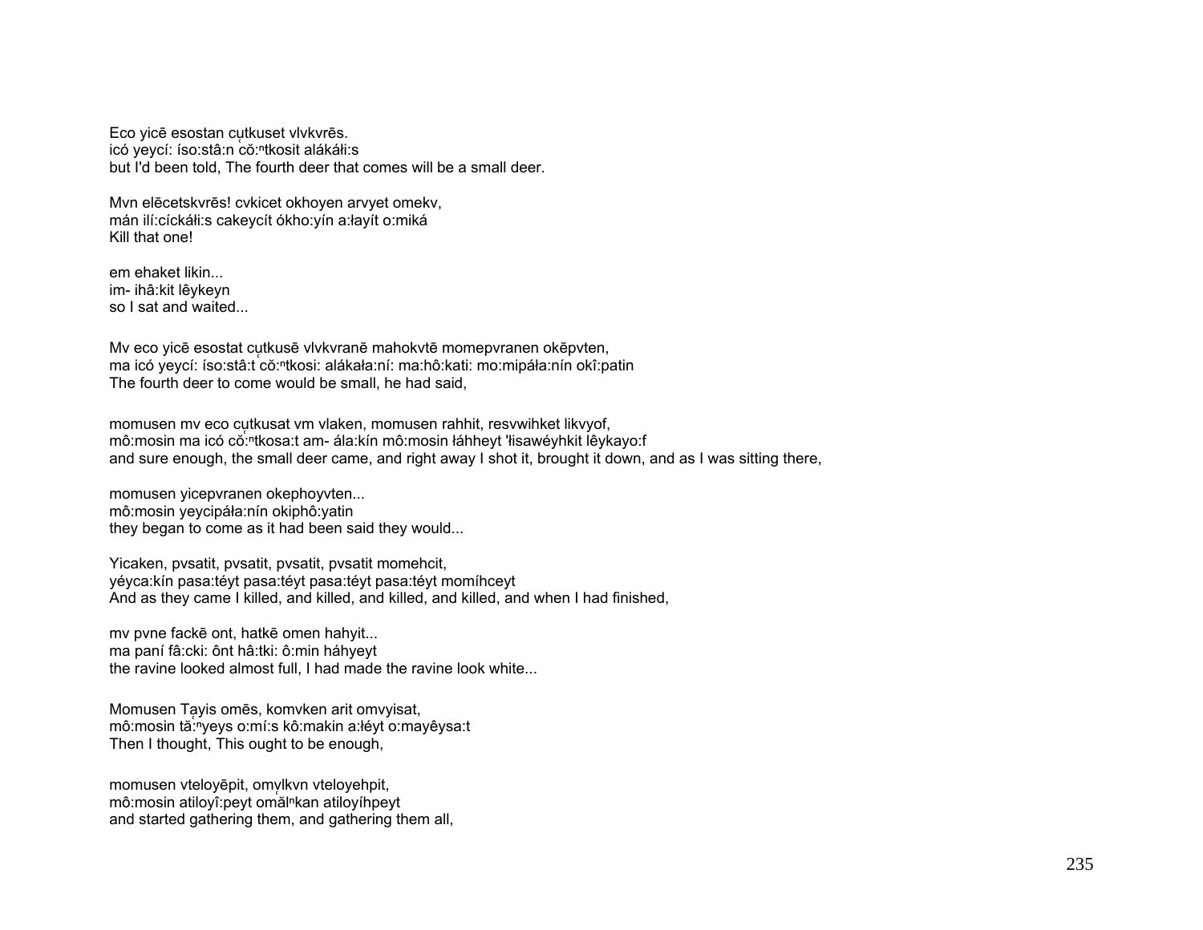Eco yicē esostan cụtkuset vlvkvrēs.
icó yeycí: íso:stâ:n cŏ:$^{n}$tkosit alákáłi:s
but I'd been told, The fourth deer that comes will be a small deer.

Mvn elēcetskvrēs! cvkicet okhoyen arvyet omekv,
mán ilí:cíckáłi:s cakeycít ókho:yín a:łayít o:miká
Kill that one!

em ehaket likin...
im- ihâ:kit lêykeyn
so I sat and waited...

Mv eco yicē esostat cụtkusē vlvkvranē mahokvtē momepvranen okēpvten,
ma icó yeycí: íso:stâ:t cŏ:$^{n}$tkosi: alákała:ní: ma:hô:kati: mo:mipáła:nín okî:patin
The fourth deer to come would be small, he had said,

momusen mv eco cụtkusat vm vlaken, momusen rahhit, resvwihket likvyof,
mô:mosin ma icó cŏ:$^{n}$tkosa:t am- ála:kín mô:mosin łáhheyt 'łisawéyhkit lêykayo:f
and sure enough, the small deer came, and right away I shot it, brought it down, and as I was sitting there,

momusen yicepvranen okephoyvten...
mô:mosin yeycipáła:nín okiphô:yatin
they began to come as it had been said they would...

Yicaken, pvsatit, pvsatit, pvsatit, pvsatit momehcit,
yéyca:kín pasa:téyt pasa:téyt pasa:téyt pasa:téyt momíhceyt
And as they came I killed, and killed, and killed, and killed, and when I had finished,

mv pvne fackē ont, hatkē omen hahyit...
ma paní fâ:cki: ônt hâ:tki: ô:min háhyeyt
the ravine looked almost full, I had made the ravine look white...

Momusen Tạyis omēs, komvken arit omvyisat,
mô:mosin tă:$^{n}$yeys o:mí:s kô:makin a:łéyt o:mayêysa:t
Then I thought, This ought to be enough,

momusen vteloyēpit, omạlkvn vteloyehpit,
mô:mosin atiloyî:peyt omă:l$^{n}$kan atiloyíhpeyt
and started gathering them, and gathering them all,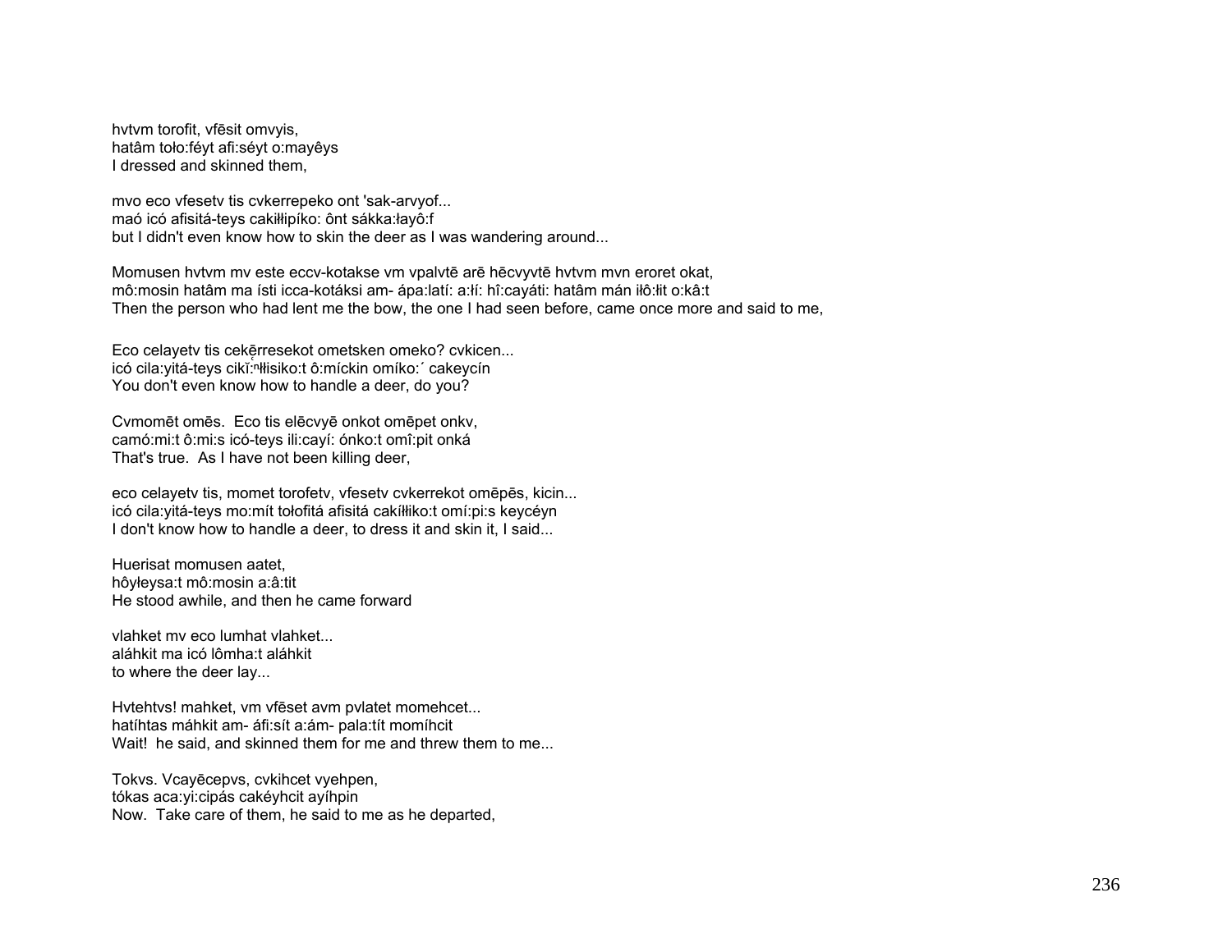hvtvm torofit, vfēsit omvyis,
hatâm tołoːféyt afiːséyt oːmayêys
I dressed and skinned them,

mvo eco vfesetv tis cvkerrepeko ont 'sak-arvyof...
maó icó afisitá-teys cakiłłipíko: ônt sákka:łayô:f
but I didn't even know how to skin the deer as I was wandering around...

Momusen hvtvm mv este eccv-kotakse vm vpalvtē arē hēcvyvtē hvtvm mvn eroret okat,
mô:mosin hatâm ma ísti icca-kotáksi am- ápa:latí: a:łí: hî:cayáti: hatâm mán iłô:łit o:kâ:t
Then the person who had lent me the bow, the one I had seen before, came once more and said to me,

Eco celayetv tis cekērresekot ometsken omeko? cvkicen...
icó cila:yitá-teys cikĭ:ⁿłłisiko:t ô:míckin omíko:´ cakeycín
You don't even know how to handle a deer, do you?

Cvmomēt omēs. Eco tis elēcvyē onkot omēpet onkv,
camó:mi:t ô:mi:s icó-teys ili:cayí: ónko:t omî:pit onká
That's true. As I have not been killing deer,

eco celayetv tis, momet torofetv, vfesetv cvkerrekot omēpēs, kicin...
icó cila:yitá-teys mo:mít tołofitá afisitá cakíłłiko:t omí:pi:s keycéyn
I don't know how to handle a deer, to dress it and skin it, I said...

Huerisat momusen aatet,
hôyłeysa:t mô:mosin a:â:tit
He stood awhile, and then he came forward

vlahket mv eco lumhat vlahket...
aláhkit ma icó lômha:t aláhkit
to where the deer lay...

Hvtehtvs! mahket, vm vfēset avm pvlatet momehcet...
hatíhtas máhkit am- áfi:sít a:ám- pala:tít momíhcit
Wait! he said, and skinned them for me and threw them to me...

Tokvs. Vcayēcepvs, cvkihcet vyehpen,
tókas aca:yi:cipás cakéyhcit ayíhpin
Now. Take care of them, he said to me as he departed,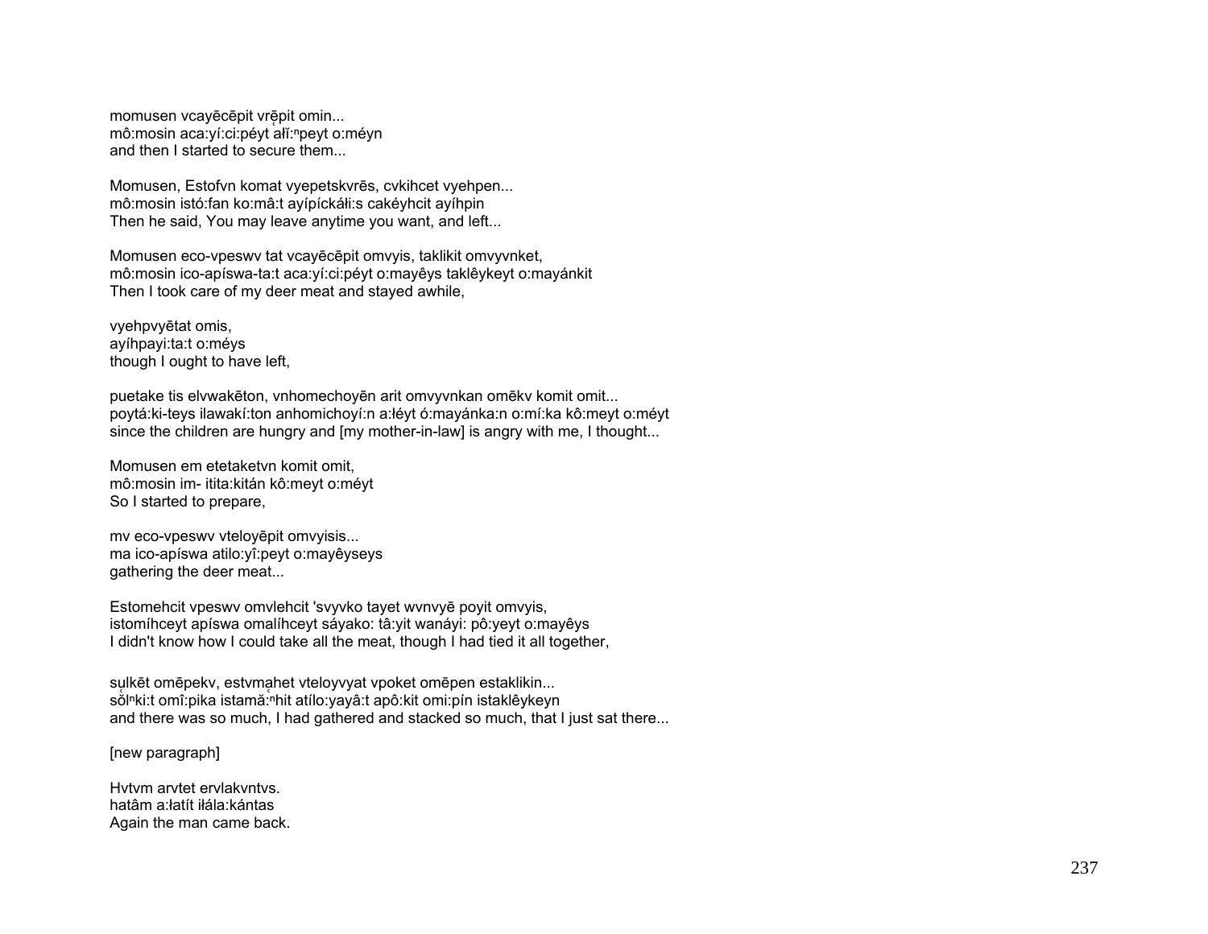momusen vcayēcēpit vrępit omin...
mô:mosin aca:yí:ci:péyt ałĭ:ⁿpeyt o:méyn
and then I started to secure them...

Momusen, Estofvn komat vyepetskvrēs, cvkihcet vyehpen...
mô:mosin istó:fan ko:mâ:t ayípíckáłi:s cakéyhcit ayíhpin
Then he said, You may leave anytime you want, and left...

Momusen eco-vpeswv tat vcayēcēpit omvyis, taklikit omvyvnket,
mô:mosin ico-apíswa-ta:t aca:yí:ci:péyt o:mayêys taklêykeyt o:mayánkit
Then I took care of my deer meat and stayed awhile,

vyehpvyētat omis,
ayíhpayi:ta:t o:méys
though I ought to have left,

puetake tis elvwakēton, vnhomechoyēn arit omvyvnkan omēkv komit omit...
poytá:ki-teys ilawakí:ton anhomichoyí:n a:łéyt ó:mayánka:n o:mí:ka kô:meyt o:méyt
since the children are hungry and [my mother-in-law] is angry with me, I thought...

Momusen em etetaketvn komit omit,
mô:mosin im- itita:kitán kô:meyt o:méyt
So I started to prepare,

mv eco-vpeswv vteloyēpit omvyisis...
ma ico-apíswa atilo:yî:peyt o:mayêyseys
gathering the deer meat...

Estomehcit vpeswv omvlehcit 'svyvko tayet wvnvyē poyit omvyis,
istomíhceyt apíswa omalíhceyt sáyako: tâ:yit wanáyi: pô:yeyt o:mayêys
I didn't know how I could take all the meat, though I had tied it all together,

sulkēt omēpekv, estvmahet vteloyvyat vpoket omēpen estaklikin...
sŏlⁿki:t omî:pika istamă:ⁿhit atílo:yayâ:t apô:kit omi:pín istaklêykeyn
and there was so much, I had gathered and stacked so much, that I just sat there...

[new paragraph]

Hvtvm arvtet ervlakvntvs.
hatâm a:łatít iłála:kántas
Again the man came back.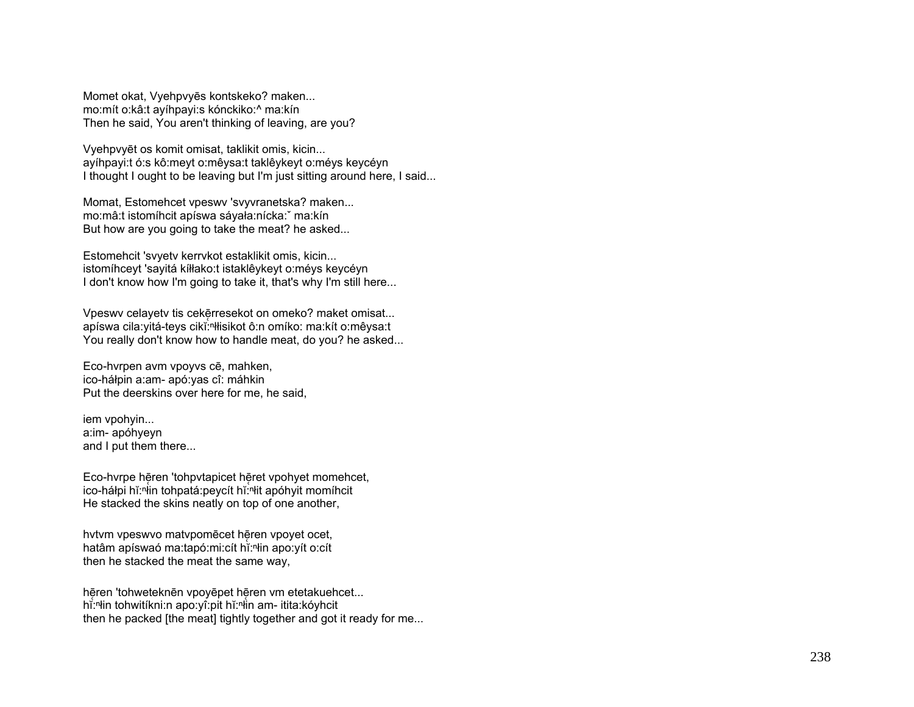Momet okat, Vyehpvyēs kontskeko? maken...
mo:mít o:kâ:t ayíhpayi:s kónckiko:^ ma:kín
Then he said, You aren't thinking of leaving, are you?

Vyehpvyēt os komit omisat, taklikit omis, kicin...
ayíhpayi:t ó:s kô:meyt o:mêysa:t taklêykeyt o:méys keycéyn
I thought I ought to be leaving but I'm just sitting around here, I said...

Momat, Estomehcet vpeswv 'svyvranetska? maken...
mo:mâ:t istomíhcit apíswa sáyała:nícka:ˇ ma:kín
But how are you going to take the meat? he asked...

Estomehcit 'svyetv kerrvkot estaklikit omis, kicin...
istomíhceyt 'sayitá kíłłako:t istaklêykeyt o:méys keycéyn
I don't know how I'm going to take it, that's why I'm still here...

Vpeswv celayetv tis cekērresekot on omeko? maket omisat...
apíswa cila:yitá-teys cikĭ:ⁿłłisikot ô:n omíko: ma:kít o:mêysa:t
You really don't know how to handle meat, do you? he asked...

Eco-hvrpen avm vpoyvs cē, mahken,
ico-háłpin a:am- apó:yas cî: máhkin
Put the deerskins over here for me, he said,

iem vpohyin...
a:im- apóhyeyn
and I put them there...

Eco-hvrpe hēren 'tohpvtapicet hēret vpohyet momehcet,
ico-háłpi hĭ:ⁿłin tohpatá:peycít hĭ:ⁿłit apóhyit momíhcit
He stacked the skins neatly on top of one another,

hvtvm vpeswvo matvpomēcet hēren vpoyet ocet,
hatâm apíswaó ma:tapó:mi:cít hĭ:ⁿłin apo:yít o:cít
then he stacked the meat the same way,

hēren 'tohweteknēn vpoyēpet hēren vm etetakuehcet...
hĭ:ⁿłin tohwitíkni:n apo:yî:pit hĭ:ⁿłin am- itita:kóyhcit
then he packed [the meat] tightly together and got it ready for me...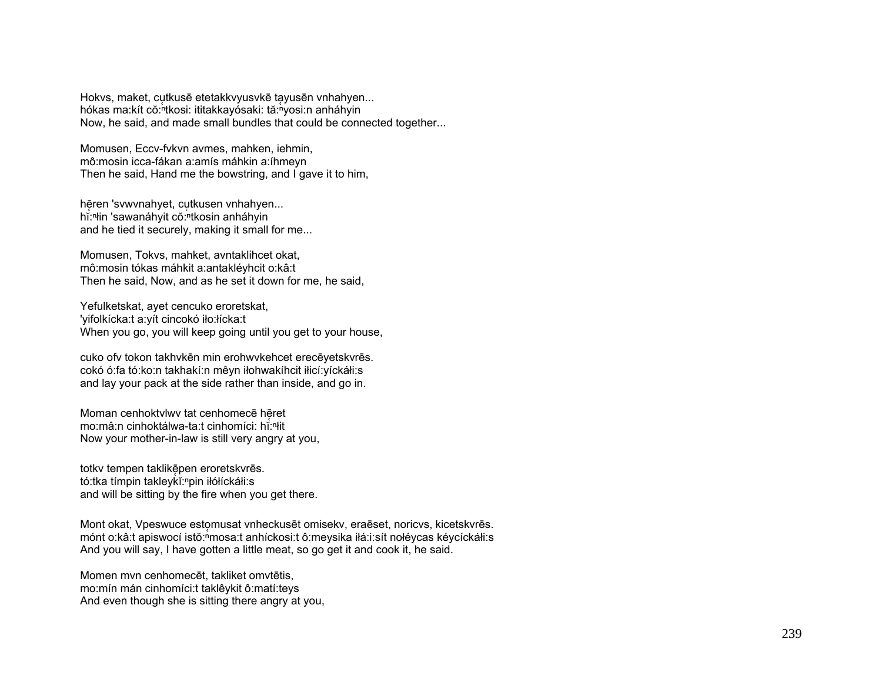Hokvs, maket, cu̜tkusē etetakkvyusvkē ta̜yusēn vnhahyen...
hókas ma:kít cǒ̜:ⁿtkosi: ititakkayósaki: tǎ̜:ⁿyosi:n anháhyin
Now, he said, and made small bundles that could be connected together...

Momusen, Eccv-fvkvn avmes, mahken, iehmin,
mô:mosin icca-fákan a:amís máhkin a:íhmeyn
Then he said, Hand me the bowstring, and I gave it to him,

hē̜ren 'svwvnahyet, cu̜tkusen vnhahyen...
hǐ̜:ⁿɬin 'sawanáhyit cǒ̜:ⁿtkosin anháhyin
and he tied it securely, making it small for me...

Momusen, Tokvs, mahket, avntaklihcet okat,
mô:mosin tókas máhkit a:antakléyhcit o:kâ:t
Then he said, Now, and as he set it down for me, he said,

Yefulketskat, ayet cencuko eroretskat,
'yifolkícka:t a:yít cincokó iɬo:ɬícka:t
When you go, you will keep going until you get to your house,

cuko ofv tokon takhvkēn min erohwvkehcet erecēyetskvrēs.
cokó ó:fa tó:ko:n takhakí:n mêyn iɬohwakíhcit iɬicí:yíckáɬi:s
and lay your pack at the side rather than inside, and go in.

Moman cenhoktvlwv tat cenhomecē hē̜ret
mo:mâ:n cinhoktálwa-ta:t cinhomíci: hǐ̜:ⁿɬit
Now your mother-in-law is still very angry at you,

totkv tempen taklikē̜pen eroretskvrēs.
tó:tka tímpin takleykǐ̜:ⁿpin iɬóɬíckáɬi:s
and will be sitting by the fire when you get there.

Mont okat, Vpeswuce esto̜musat vnheckusēt omisekv, eraēset, noricvs, kicetskvrēs.
mónt o:kâ:t apiswocí istǒ̜:ⁿmosa:t anhíckosi:t ô:meysika iɬá:i:sít noɬéycas kéycíckáɬi:s
And you will say, I have gotten a little meat, so go get it and cook it, he said.

Momen mvn cenhomecēt, takliket omvtētis,
mo:mín mán cinhomíci:t taklêykit ô:matí:teys
And even though she is sitting there angry at you,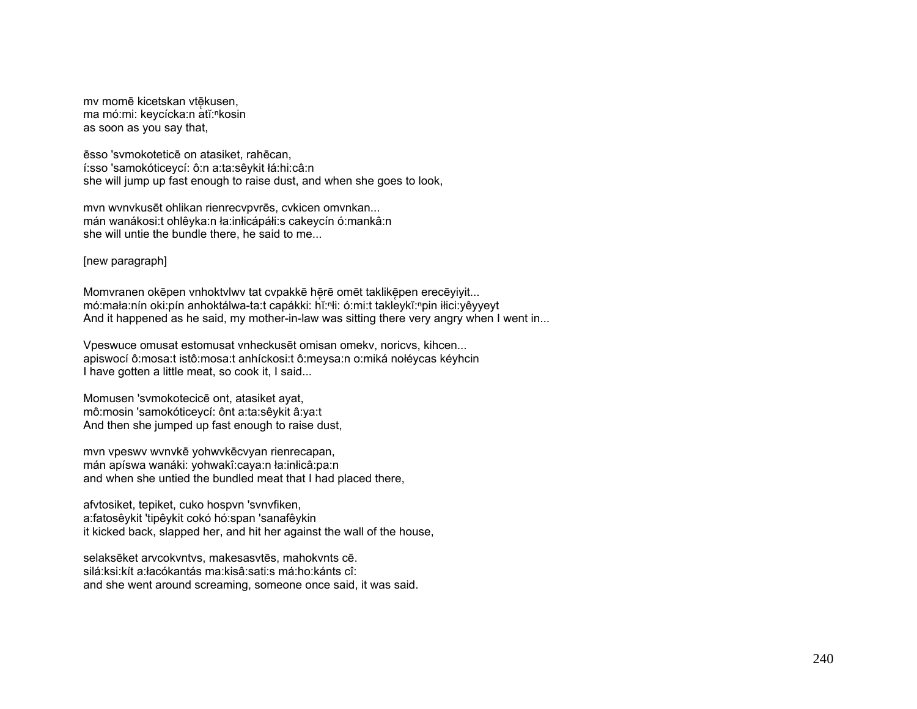mv momē kicetskan vtę̄kusen,
ma mó:mi: keycícka:n atĭ:$^{n}$kosin
as soon as you say that,

ēsso 'svmokoteticē on atasiket, rahēcan,
í:sso 'samokóticeycí: ô:n a:ta:sêykit łá:hi:câ:n
she will jump up fast enough to raise dust, and when she goes to look,

mvn wvnvkusēt ohlikan rienrecvpvrēs, cvkicen omvnkan...
mán wanákosi:t ohlêyka:n ła:inłicápáłi:s cakeycín ó:mankâ:n
she will untie the bundle there, he said to me...

[new paragraph]

Momvranen okēpen vnhoktvlwv tat cvpakkē hę̄rē omēt taklikę̄pen erecēyiyit...
mó:mała:nín oki:pín anhoktálwa-ta:t capákki: hį̆:$^{n}$łi: ó:mi:t takleykĭ:$^{n}$pin iłici:yêyyeyt
And it happened as he said, my mother-in-law was sitting there very angry when I went in...

Vpeswuce omusat estomusat vnheckusēt omisan omekv, noricvs, kihcen...
apiswocí ô:mosa:t istô:mosa:t anhíckosi:t ô:meysa:n o:miká nołéycas kéyhcin
I have gotten a little meat, so cook it, I said...

Momusen 'svmokotecicē ont, atasiket ayat,
mô:mosin 'samokóticeycí: ônt a:ta:sêykit â:ya:t
And then she jumped up fast enough to raise dust,

mvn vpeswv wvnvkē yohwvkēcvyan rienrecapan,
mán apíswa wanáki: yohwakî:caya:n ła:inłicâ:pa:n
and when she untied the bundled meat that I had placed there,

afvtosiket, tepiket, cuko hospvn 'svnvfiken,
a:fatosêykit 'tipêykit cokó hó:span 'sanafêykin
it kicked back, slapped her, and hit her against the wall of the house,

selaksēket arvcokvntvs, makesasvtēs, mahokvnts cē.
silá:ksi:kít a:łacókantás ma:kisâ:sati:s má:ho:kánts cî:
and she went around screaming, someone once said, it was said.